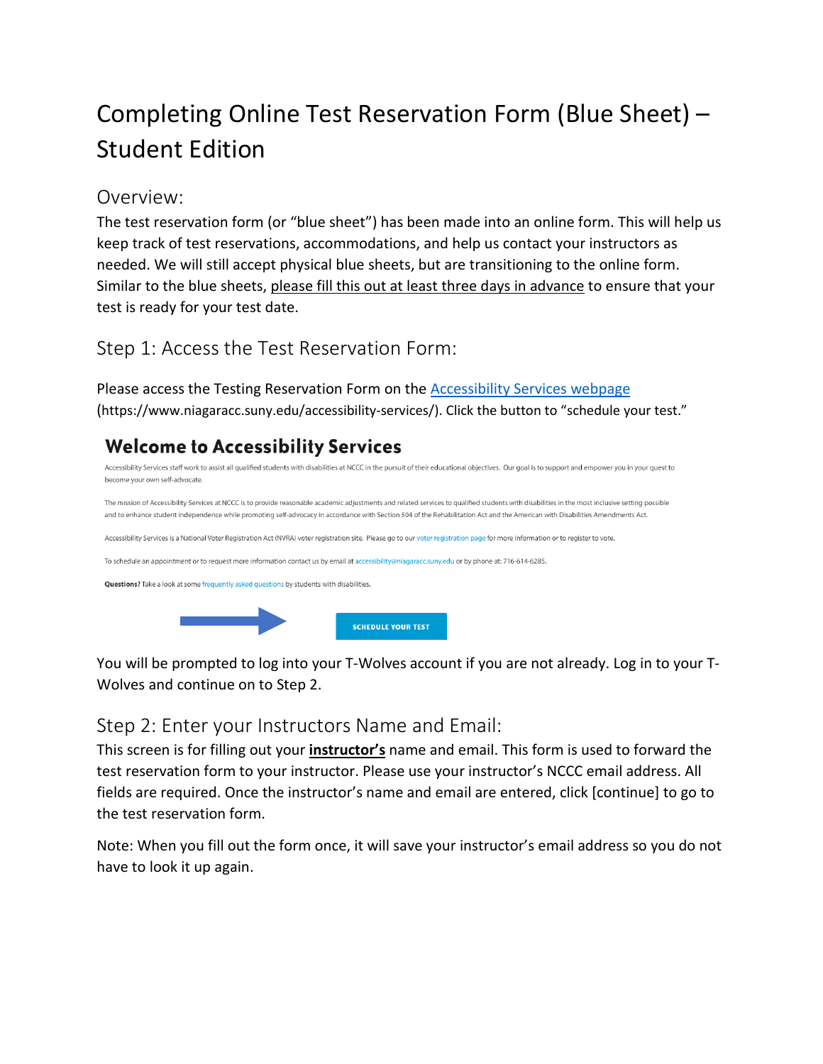# Completing Online Test Reservation Form (Blue Sheet) – Student Edition

## Overview:

The test reservation form (or "blue sheet") has been made into an online form. This will help us keep track of test reservations, accommodations, and help us contact your instructors as needed. We will still accept physical blue sheets, but are transitioning to the online form. Similar to the blue sheets, please fill this out at least three days in advance to ensure that your test is ready for your test date.

## Step 1: Access the Test Reservation Form:

Please access the Testing Reservation Form on the [Accessibility Services webpage](https://www.niagaracc.suny.edu/accessibility-services/) (https://www.niagaracc.suny.edu/accessibility-services/). Click the button to "schedule your test."

**Welcome to Accessibility Services**

Accessibility Services staff work to assist all qualified students with disabilities at NCCC in the pursuit of their educational objectives. Our goal is to support and empower you in your quest to become your own self-advocate.

The mission of Accessibility Services at NCCC is to provide reasonable academic adjustments and related services to qualified students with disabilities in the most inclusive setting possible and to enhance student independence while promoting self-advocacy in accordance with Section 504 of the Rehabilitation Act and the American with Disabilities Amendments Act.

Accessibility Services is a National Voter Registration Act (NVRA) voter registration site. Please go to our voter registration page for more information or to register to vote.

To schedule an appointment or to request more information contact us by email at accessibility@niagaracc.suny.edu or by phone at: 716-614-6285.

**Questions?** Take a look at some frequently asked questions by students with disabilities.

SCHEDULE YOUR TEST

You will be prompted to log into your T-Wolves account if you are not already. Log in to your T-Wolves and continue on to Step 2.

## Step 2: Enter your Instructors Name and Email:

This screen is for filling out your **instructor's** name and email. This form is used to forward the test reservation form to your instructor. Please use your instructor's NCCC email address. All fields are required. Once the instructor's name and email are entered, click [continue] to go to the test reservation form.

Note: When you fill out the form once, it will save your instructor's email address so you do not have to look it up again.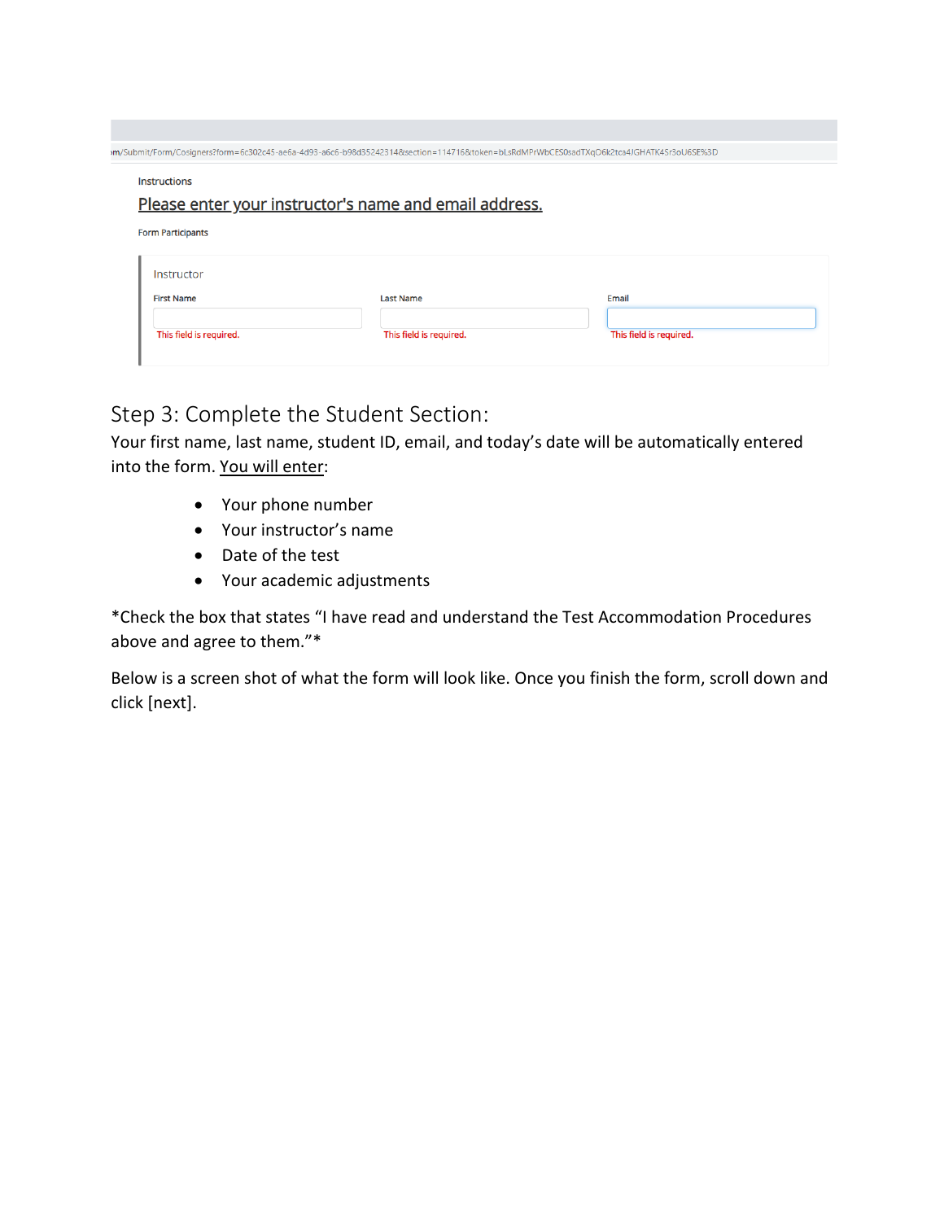m/Submit/Form/Cosigners?form=6c302c45-ae6a-4d93-a6c6-b98d35242314&section=114716&token=bLsRdMPrWbCES0sadTXqO6k2tca4JGHATK4Sr3oU6SE%3D

Instructions

Please enter your instructor's name and email address.

Form Participants

Instructor

| First Name | Last Name | Email |
| --- | --- | --- |
| This field is required. | This field is required. | This field is required. |

## Step 3: Complete the Student Section:

Your first name, last name, student ID, email, and today's date will be automatically entered into the form. You will enter:

- Your phone number
- Your instructor's name
- Date of the test
- Your academic adjustments

*Check the box that states "I have read and understand the Test Accommodation Procedures above and agree to them."*

Below is a screen shot of what the form will look like. Once you finish the form, scroll down and click [next].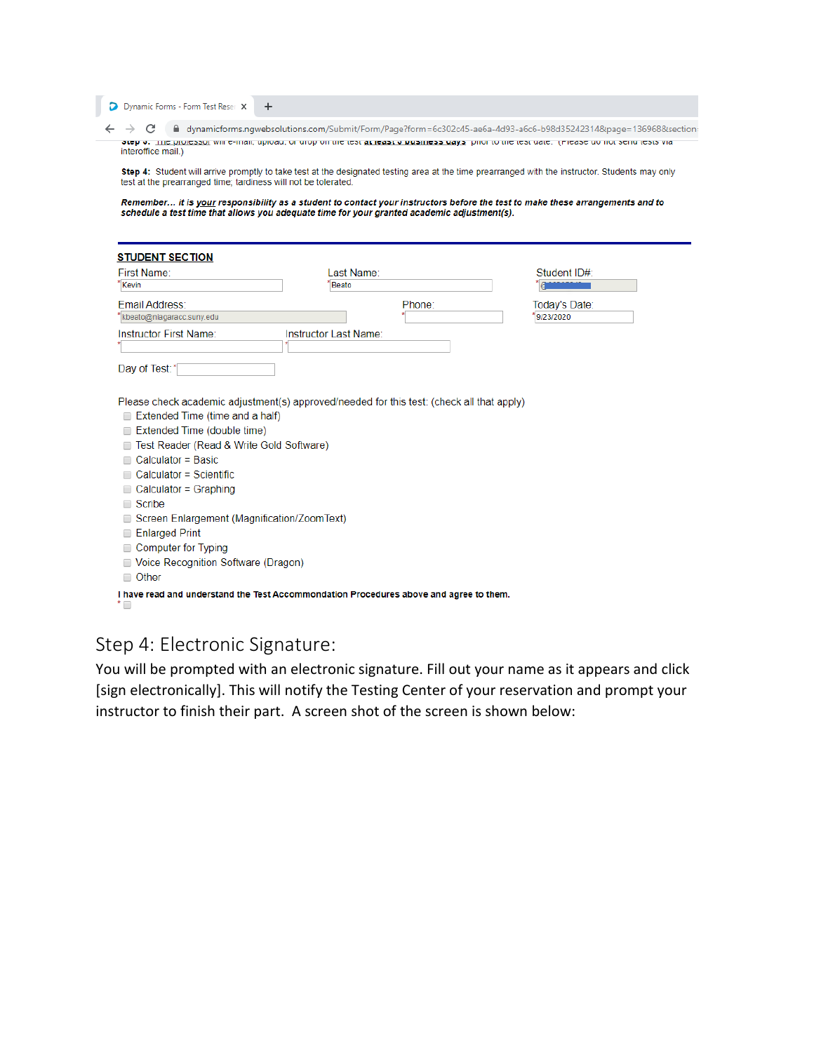Step 3: The professor will e-mail, upload, or drop off the test **at least 3 business days** prior to the test date. (Please do not send tests via interoffice mail.)

**Step 4:** Student will arrive promptly to take test at the designated testing area at the time prearranged with the instructor. Students may only test at the prearranged time; tardiness will not be tolerated.

***Remember... it is your responsibility as a student to contact your instructors before the test to make these arrangements and to schedule a test time that allows you adequate time for your granted academic adjustment(s).***

**STUDENT SECTION**

First Name: * Kevin
Last Name: * Beato
Student ID#: *

Email Address: * kbeato@niagaracc.suny.edu
Phone: *
Today's Date: * 9/23/2020

Instructor First Name: *
Instructor Last Name: *

Day of Test: *

Please check academic adjustment(s) approved/needed for this test: (check all that apply)

- Extended Time (time and a half)
- Extended Time (double time)
- Test Reader (Read & Write Gold Software)
- Calculator = Basic
- Calculator = Scientific
- Calculator = Graphing
- Scribe
- Screen Enlargement (Magnification/ZoomText)
- Enlarged Print
- Computer for Typing
- Voice Recognition Software (Dragon)
- Other

**I have read and understand the Test Accommondation Procedures above and agree to them.** *

## Step 4: Electronic Signature:

You will be prompted with an electronic signature. Fill out your name as it appears and click [sign electronically]. This will notify the Testing Center of your reservation and prompt your instructor to finish their part. A screen shot of the screen is shown below: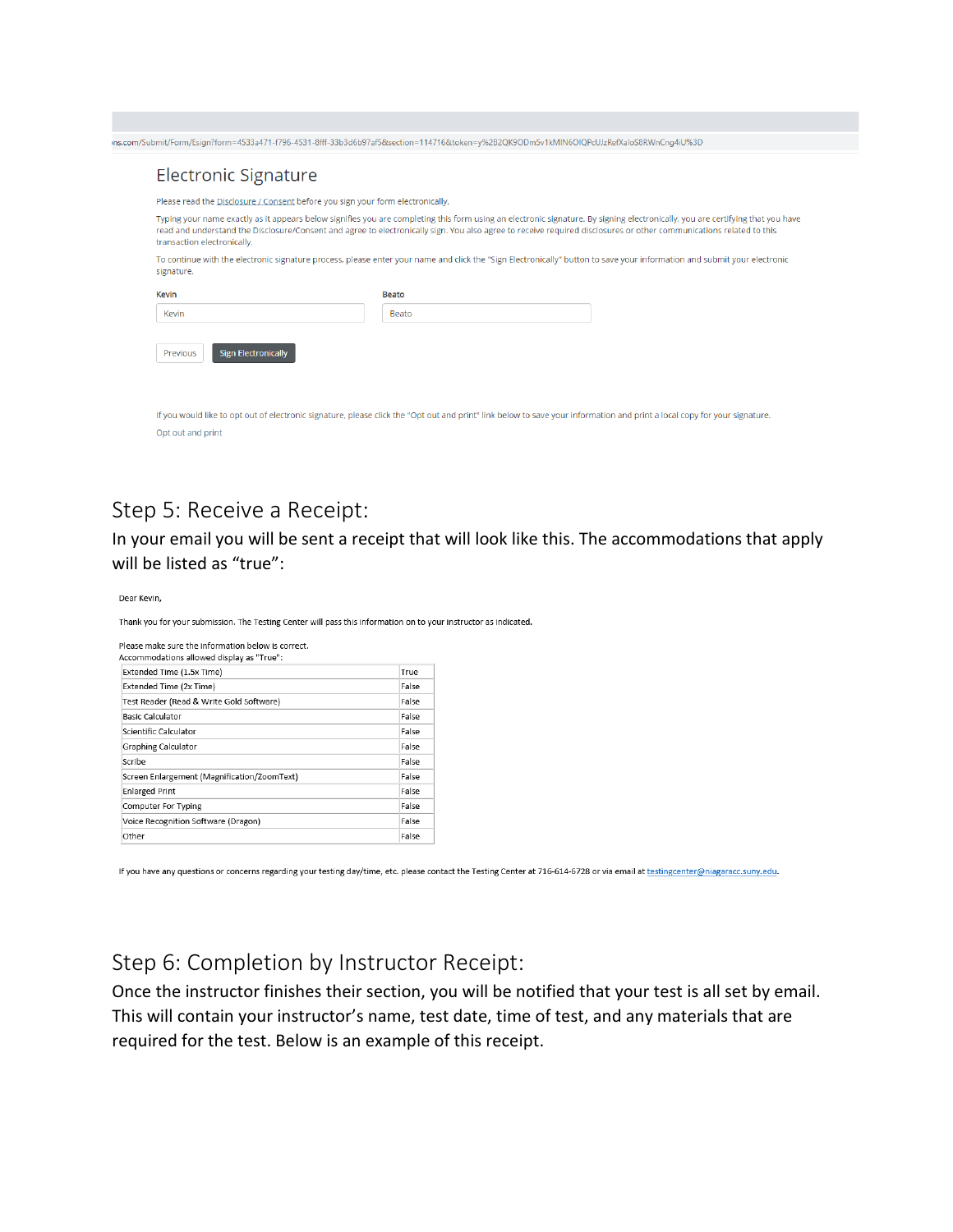ns.com/Submit/Form/Esign?form=4533a471-f796-4531-8fff-33b3d6b97af5&section=114716&token=y%2B2QK9ODm5v1kMIN6OIQPcUJzRefXaloS8RWnCng4iU%3D

## Electronic Signature

Please read the Disclosure / Consent before you sign your form electronically.

Typing your name exactly as it appears below signifies you are completing this form using an electronic signature. By signing electronically, you are certifying that you have read and understand the Disclosure/Consent and agree to electronically sign. You also agree to receive required disclosures or other communications related to this transaction electronically.

To continue with the electronic signature process, please enter your name and click the "Sign Electronically" button to save your information and submit your electronic signature.

| Kevin | Beato |
|---|---|
| Kevin | Beato |

Previous | Sign Electronically

If you would like to opt out of electronic signature, please click the "Opt out and print" link below to save your information and print a local copy for your signature.

Opt out and print

## Step 5: Receive a Receipt:

In your email you will be sent a receipt that will look like this. The accommodations that apply will be listed as “true”:

Dear Kevin,

Thank you for your submission. The Testing Center will pass this information on to your instructor as indicated.

Please make sure the information below is correct.
Accommodations allowed display as "True":

| Accommodation | Allowed |
|---|---|
| Extended Time (1.5x Time) | True |
| Extended Time (2x Time) | False |
| Test Reader (Read & Write Gold Software) | False |
| Basic Calculator | False |
| Scientific Calculator | False |
| Graphing Calculator | False |
| Scribe | False |
| Screen Enlargement (Magnification/ZoomText) | False |
| Enlarged Print | False |
| Computer For Typing | False |
| Voice Recognition Software (Dragon) | False |
| Other | False |

If you have any questions or concerns regarding your testing day/time, etc. please contact the Testing Center at 716-614-6728 or via email at testingcenter@niagaracc.suny.edu.

## Step 6: Completion by Instructor Receipt:

Once the instructor finishes their section, you will be notified that your test is all set by email. This will contain your instructor’s name, test date, time of test, and any materials that are required for the test. Below is an example of this receipt.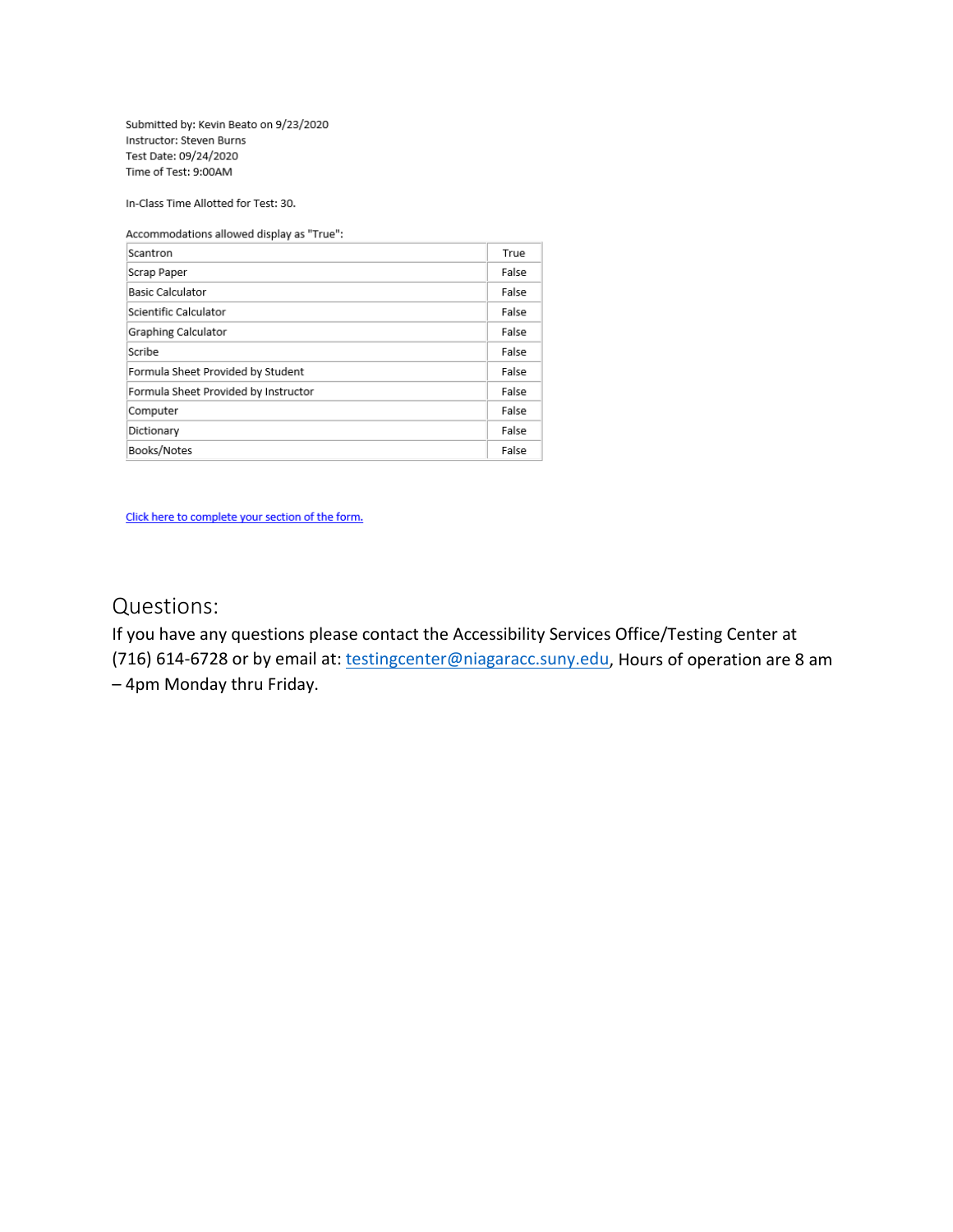Submitted by: Kevin Beato on 9/23/2020
Instructor: Steven Burns
Test Date: 09/24/2020
Time of Test: 9:00AM

In-Class Time Allotted for Test: 30.

Accommodations allowed display as "True":

| | |
|---|---|
| Scantron | True |
| Scrap Paper | False |
| Basic Calculator | False |
| Scientific Calculator | False |
| Graphing Calculator | False |
| Scribe | False |
| Formula Sheet Provided by Student | False |
| Formula Sheet Provided by Instructor | False |
| Computer | False |
| Dictionary | False |
| Books/Notes | False |

Click here to complete your section of the form.

## Questions:

If you have any questions please contact the Accessibility Services Office/Testing Center at (716) 614-6728 or by email at: testingcenter@niagaracc.suny.edu, Hours of operation are 8 am – 4pm Monday thru Friday.